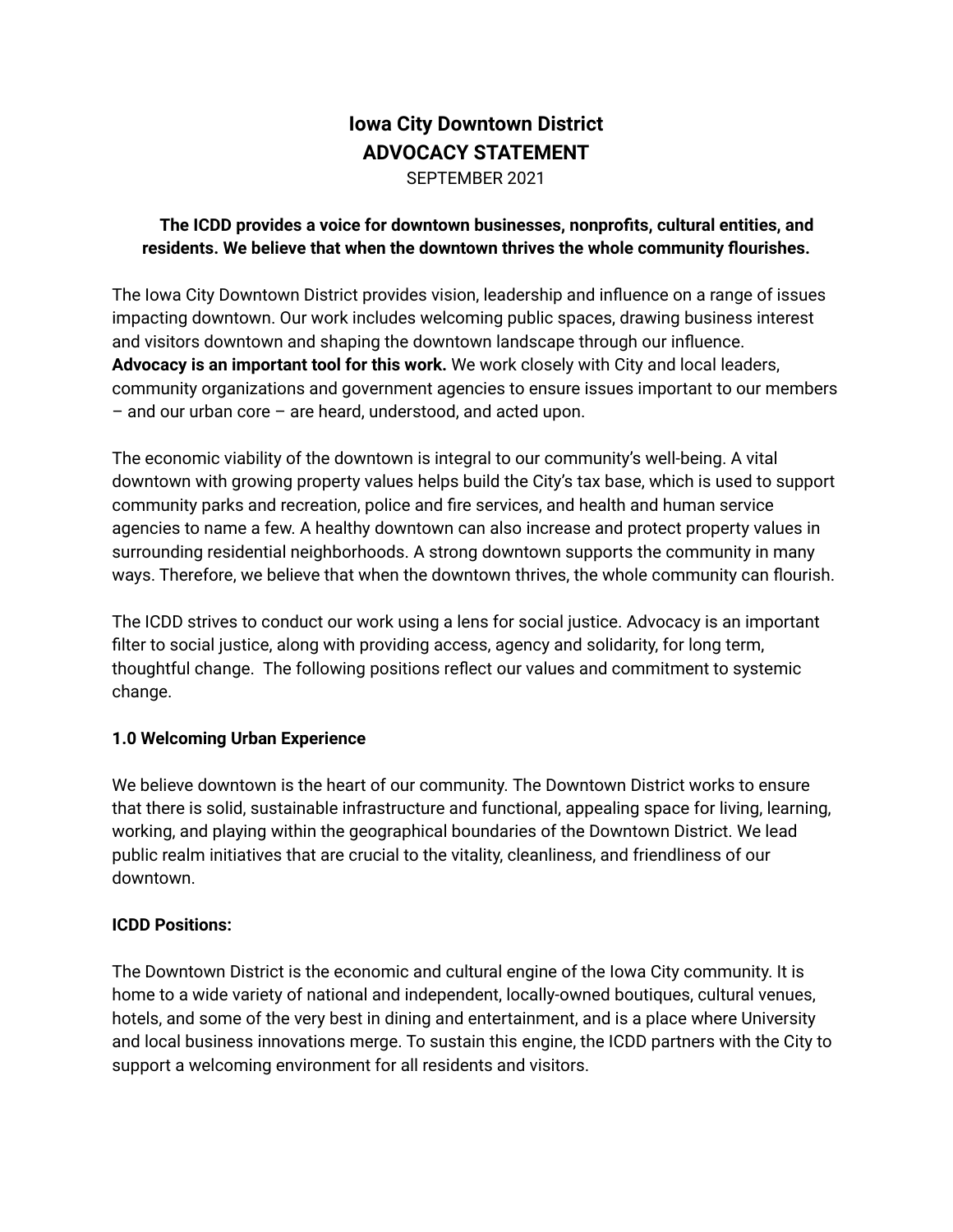# Iowa City Downtown District
# ADVOCACY STATEMENT

SEPTEMBER 2021

**The ICDD provides a voice for downtown businesses, nonprofits, cultural entities, and residents. We believe that when the downtown thrives the whole community flourishes.**

The Iowa City Downtown District provides vision, leadership and influence on a range of issues impacting downtown. Our work includes welcoming public spaces, drawing business interest and visitors downtown and shaping the downtown landscape through our influence. **Advocacy is an important tool for this work.** We work closely with City and local leaders, community organizations and government agencies to ensure issues important to our members – and our urban core – are heard, understood, and acted upon.

The economic viability of the downtown is integral to our community's well-being. A vital downtown with growing property values helps build the City's tax base, which is used to support community parks and recreation, police and fire services, and health and human service agencies to name a few. A healthy downtown can also increase and protect property values in surrounding residential neighborhoods. A strong downtown supports the community in many ways. Therefore, we believe that when the downtown thrives, the whole community can flourish.

The ICDD strives to conduct our work using a lens for social justice. Advocacy is an important filter to social justice, along with providing access, agency and solidarity, for long term, thoughtful change. The following positions reflect our values and commitment to systemic change.

## 1.0 Welcoming Urban Experience

We believe downtown is the heart of our community. The Downtown District works to ensure that there is solid, sustainable infrastructure and functional, appealing space for living, learning, working, and playing within the geographical boundaries of the Downtown District. We lead public realm initiatives that are crucial to the vitality, cleanliness, and friendliness of our downtown.

**ICDD Positions:**

The Downtown District is the economic and cultural engine of the Iowa City community. It is home to a wide variety of national and independent, locally-owned boutiques, cultural venues, hotels, and some of the very best in dining and entertainment, and is a place where University and local business innovations merge. To sustain this engine, the ICDD partners with the City to support a welcoming environment for all residents and visitors.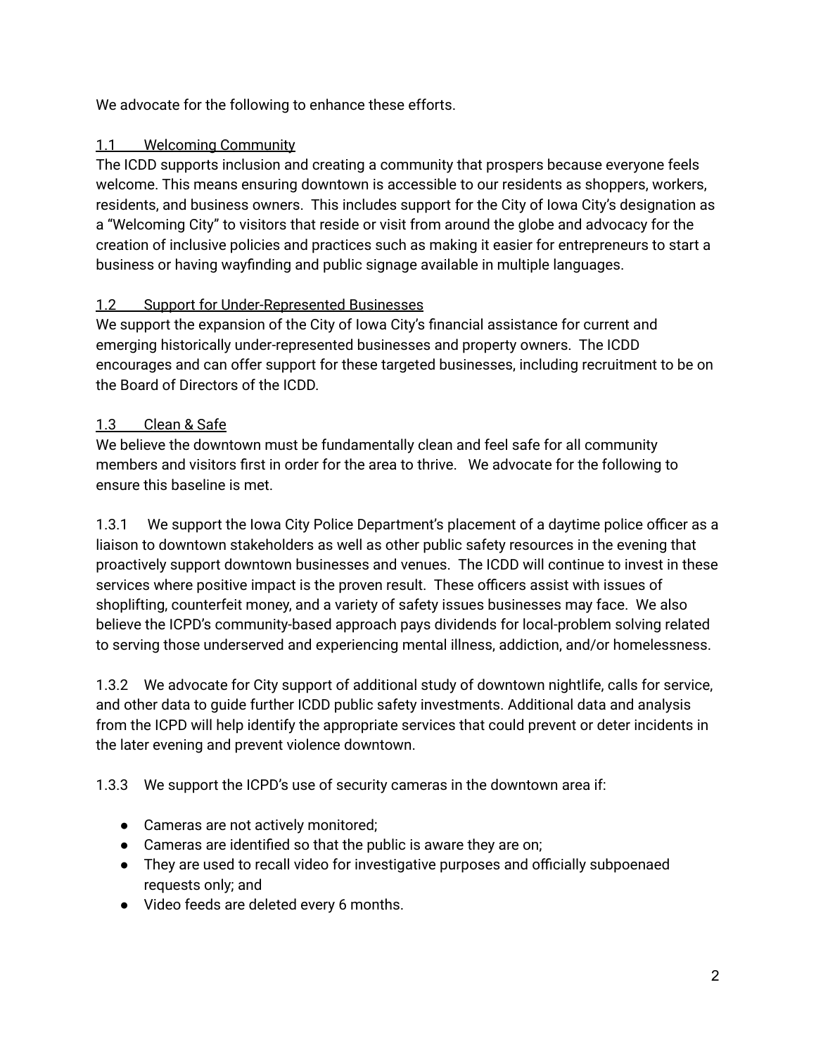We advocate for the following to enhance these efforts.

## 1.1 Welcoming Community

The ICDD supports inclusion and creating a community that prospers because everyone feels welcome. This means ensuring downtown is accessible to our residents as shoppers, workers, residents, and business owners. This includes support for the City of Iowa City's designation as a "Welcoming City" to visitors that reside or visit from around the globe and advocacy for the creation of inclusive policies and practices such as making it easier for entrepreneurs to start a business or having wayfinding and public signage available in multiple languages.

## 1.2 Support for Under-Represented Businesses

We support the expansion of the City of Iowa City's financial assistance for current and emerging historically under-represented businesses and property owners. The ICDD encourages and can offer support for these targeted businesses, including recruitment to be on the Board of Directors of the ICDD.

## 1.3 Clean & Safe

We believe the downtown must be fundamentally clean and feel safe for all community members and visitors first in order for the area to thrive. We advocate for the following to ensure this baseline is met.

1.3.1 We support the Iowa City Police Department's placement of a daytime police officer as a liaison to downtown stakeholders as well as other public safety resources in the evening that proactively support downtown businesses and venues. The ICDD will continue to invest in these services where positive impact is the proven result. These officers assist with issues of shoplifting, counterfeit money, and a variety of safety issues businesses may face. We also believe the ICPD's community-based approach pays dividends for local-problem solving related to serving those underserved and experiencing mental illness, addiction, and/or homelessness.

1.3.2 We advocate for City support of additional study of downtown nightlife, calls for service, and other data to guide further ICDD public safety investments. Additional data and analysis from the ICPD will help identify the appropriate services that could prevent or deter incidents in the later evening and prevent violence downtown.

1.3.3 We support the ICPD's use of security cameras in the downtown area if:

- Cameras are not actively monitored;
- Cameras are identified so that the public is aware they are on;
- They are used to recall video for investigative purposes and officially subpoenaed requests only; and
- Video feeds are deleted every 6 months.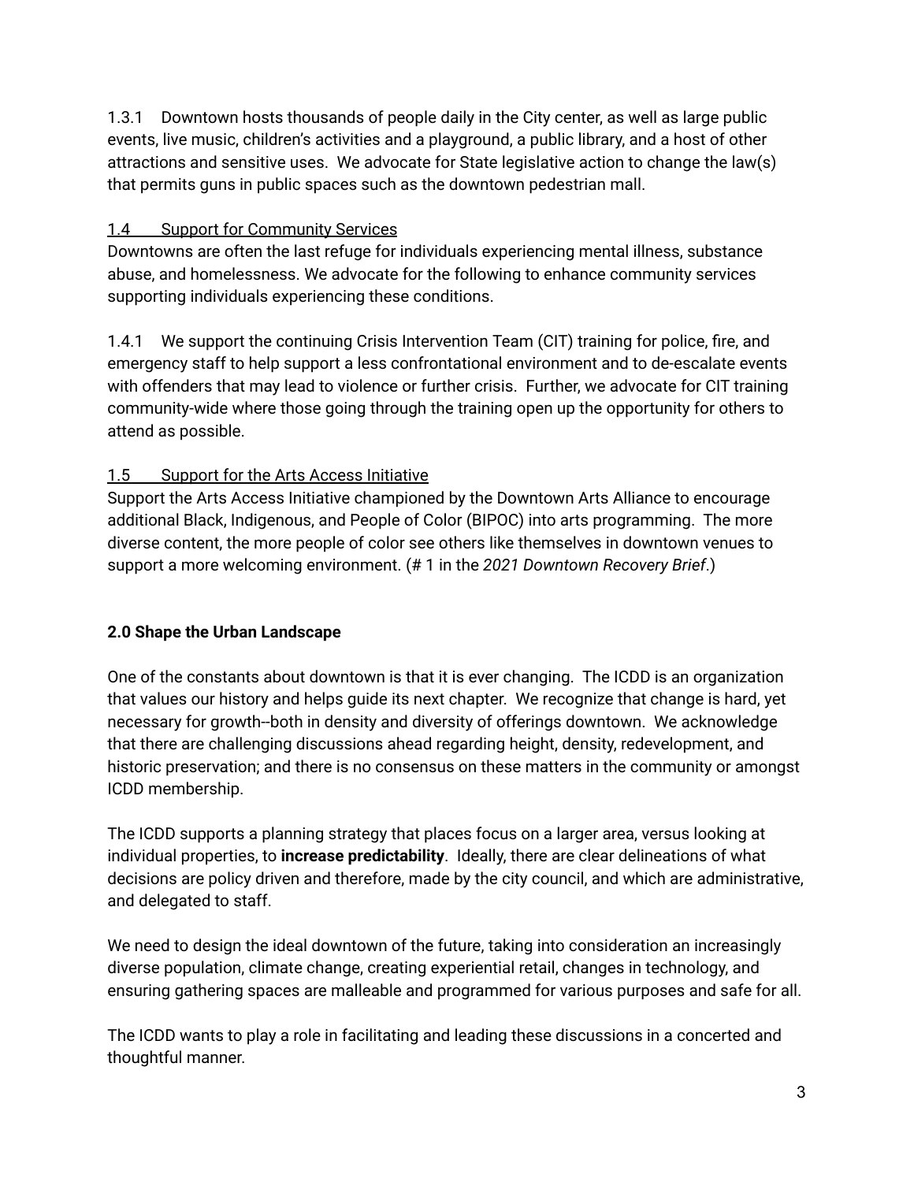1.3.1 Downtown hosts thousands of people daily in the City center, as well as large public events, live music, children's activities and a playground, a public library, and a host of other attractions and sensitive uses. We advocate for State legislative action to change the law(s) that permits guns in public spaces such as the downtown pedestrian mall.

### 1.4 Support for Community Services

Downtowns are often the last refuge for individuals experiencing mental illness, substance abuse, and homelessness. We advocate for the following to enhance community services supporting individuals experiencing these conditions.

1.4.1 We support the continuing Crisis Intervention Team (CIT) training for police, fire, and emergency staff to help support a less confrontational environment and to de-escalate events with offenders that may lead to violence or further crisis. Further, we advocate for CIT training community-wide where those going through the training open up the opportunity for others to attend as possible.

### 1.5 Support for the Arts Access Initiative

Support the Arts Access Initiative championed by the Downtown Arts Alliance to encourage additional Black, Indigenous, and People of Color (BIPOC) into arts programming. The more diverse content, the more people of color see others like themselves in downtown venues to support a more welcoming environment. (# 1 in the *2021 Downtown Recovery Brief*.)

## 2.0 Shape the Urban Landscape

One of the constants about downtown is that it is ever changing. The ICDD is an organization that values our history and helps guide its next chapter. We recognize that change is hard, yet necessary for growth--both in density and diversity of offerings downtown. We acknowledge that there are challenging discussions ahead regarding height, density, redevelopment, and historic preservation; and there is no consensus on these matters in the community or amongst ICDD membership.

The ICDD supports a planning strategy that places focus on a larger area, versus looking at individual properties, to **increase predictability**. Ideally, there are clear delineations of what decisions are policy driven and therefore, made by the city council, and which are administrative, and delegated to staff.

We need to design the ideal downtown of the future, taking into consideration an increasingly diverse population, climate change, creating experiential retail, changes in technology, and ensuring gathering spaces are malleable and programmed for various purposes and safe for all.

The ICDD wants to play a role in facilitating and leading these discussions in a concerted and thoughtful manner.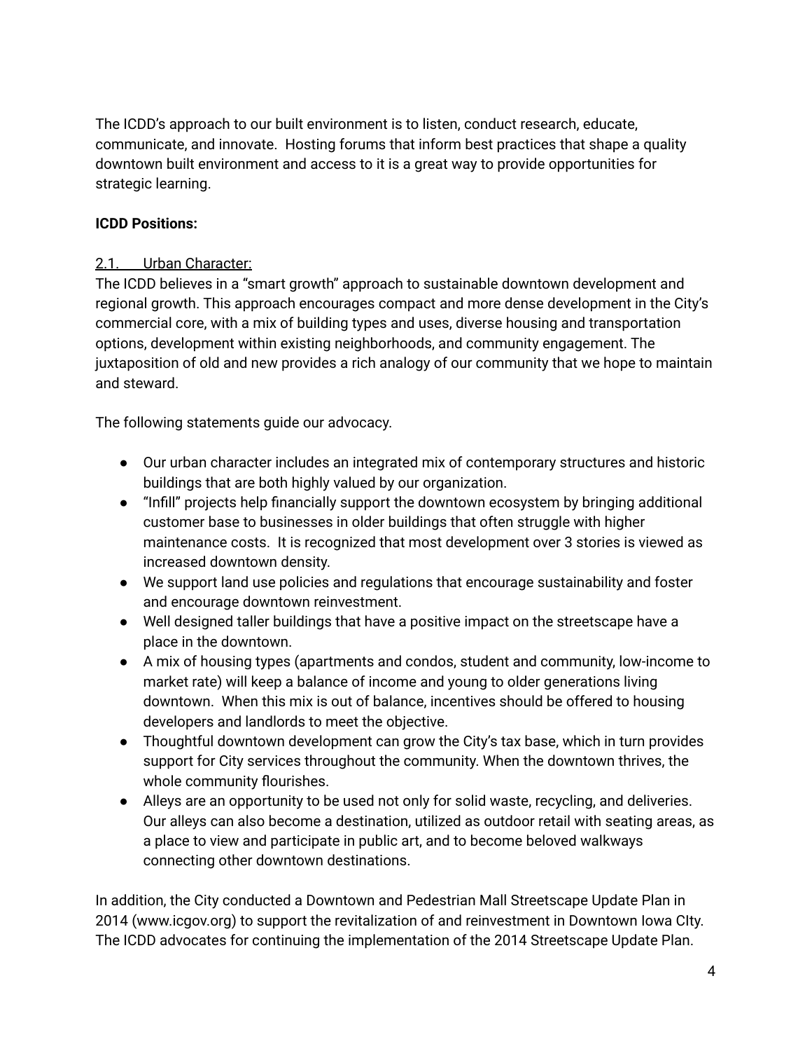The ICDD's approach to our built environment is to listen, conduct research, educate, communicate, and innovate. Hosting forums that inform best practices that shape a quality downtown built environment and access to it is a great way to provide opportunities for strategic learning.

**ICDD Positions:**

2.1. Urban Character:

The ICDD believes in a "smart growth" approach to sustainable downtown development and regional growth. This approach encourages compact and more dense development in the City's commercial core, with a mix of building types and uses, diverse housing and transportation options, development within existing neighborhoods, and community engagement. The juxtaposition of old and new provides a rich analogy of our community that we hope to maintain and steward.

The following statements guide our advocacy.

- Our urban character includes an integrated mix of contemporary structures and historic buildings that are both highly valued by our organization.
- "Infill" projects help financially support the downtown ecosystem by bringing additional customer base to businesses in older buildings that often struggle with higher maintenance costs. It is recognized that most development over 3 stories is viewed as increased downtown density.
- We support land use policies and regulations that encourage sustainability and foster and encourage downtown reinvestment.
- Well designed taller buildings that have a positive impact on the streetscape have a place in the downtown.
- A mix of housing types (apartments and condos, student and community, low-income to market rate) will keep a balance of income and young to older generations living downtown. When this mix is out of balance, incentives should be offered to housing developers and landlords to meet the objective.
- Thoughtful downtown development can grow the City's tax base, which in turn provides support for City services throughout the community. When the downtown thrives, the whole community flourishes.
- Alleys are an opportunity to be used not only for solid waste, recycling, and deliveries. Our alleys can also become a destination, utilized as outdoor retail with seating areas, as a place to view and participate in public art, and to become beloved walkways connecting other downtown destinations.

In addition, the City conducted a Downtown and Pedestrian Mall Streetscape Update Plan in 2014 (www.icgov.org) to support the revitalization of and reinvestment in Downtown Iowa CIty. The ICDD advocates for continuing the implementation of the 2014 Streetscape Update Plan.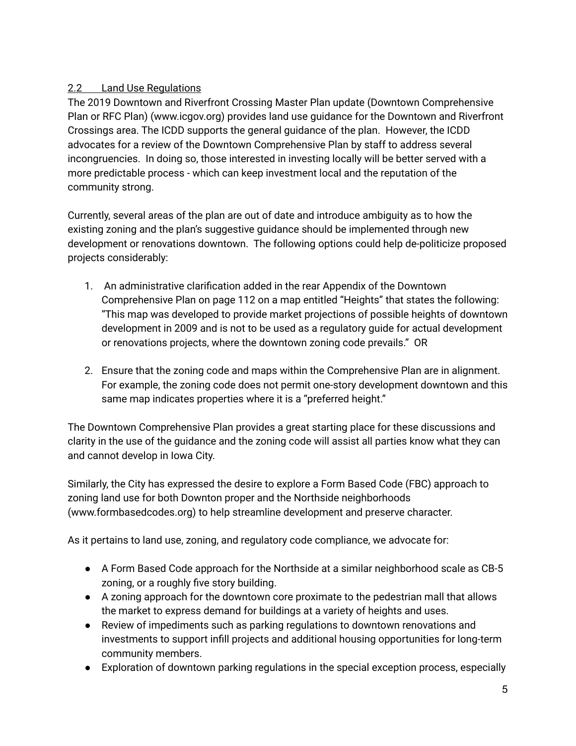## 2.2 Land Use Regulations

The 2019 Downtown and Riverfront Crossing Master Plan update (Downtown Comprehensive Plan or RFC Plan) (www.icgov.org) provides land use guidance for the Downtown and Riverfront Crossings area. The ICDD supports the general guidance of the plan. However, the ICDD advocates for a review of the Downtown Comprehensive Plan by staff to address several incongruencies. In doing so, those interested in investing locally will be better served with a more predictable process - which can keep investment local and the reputation of the community strong.

Currently, several areas of the plan are out of date and introduce ambiguity as to how the existing zoning and the plan's suggestive guidance should be implemented through new development or renovations downtown. The following options could help de-politicize proposed projects considerably:

1. An administrative clarification added in the rear Appendix of the Downtown Comprehensive Plan on page 112 on a map entitled "Heights" that states the following: "This map was developed to provide market projections of possible heights of downtown development in 2009 and is not to be used as a regulatory guide for actual development or renovations projects, where the downtown zoning code prevails." OR
2. Ensure that the zoning code and maps within the Comprehensive Plan are in alignment. For example, the zoning code does not permit one-story development downtown and this same map indicates properties where it is a "preferred height."

The Downtown Comprehensive Plan provides a great starting place for these discussions and clarity in the use of the guidance and the zoning code will assist all parties know what they can and cannot develop in Iowa City.

Similarly, the City has expressed the desire to explore a Form Based Code (FBC) approach to zoning land use for both Downton proper and the Northside neighborhoods (www.formbasedcodes.org) to help streamline development and preserve character.

As it pertains to land use, zoning, and regulatory code compliance, we advocate for:

- A Form Based Code approach for the Northside at a similar neighborhood scale as CB-5 zoning, or a roughly five story building.
- A zoning approach for the downtown core proximate to the pedestrian mall that allows the market to express demand for buildings at a variety of heights and uses.
- Review of impediments such as parking regulations to downtown renovations and investments to support infill projects and additional housing opportunities for long-term community members.
- Exploration of downtown parking regulations in the special exception process, especially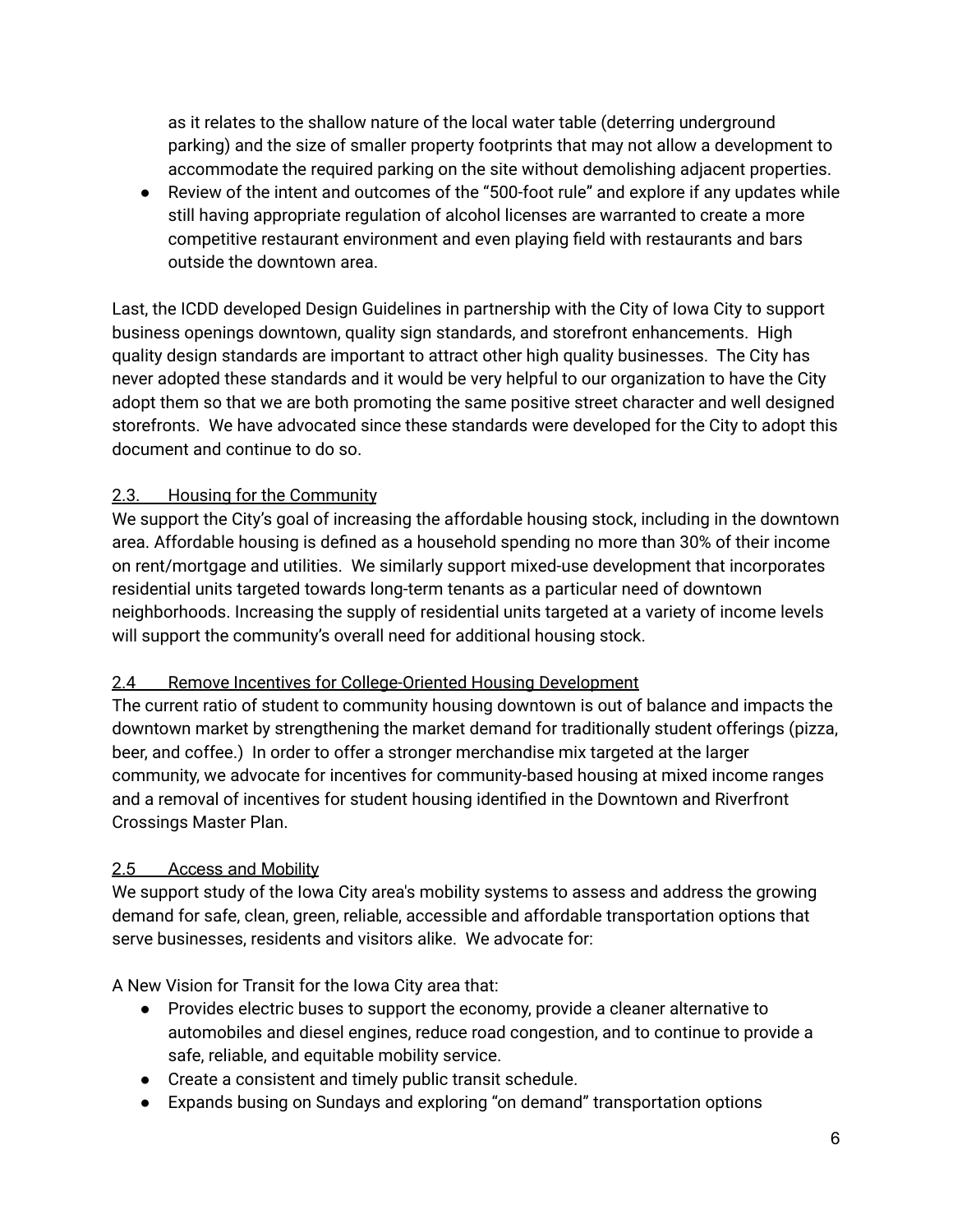as it relates to the shallow nature of the local water table (deterring underground parking) and the size of smaller property footprints that may not allow a development to accommodate the required parking on the site without demolishing adjacent properties.

- Review of the intent and outcomes of the "500-foot rule" and explore if any updates while still having appropriate regulation of alcohol licenses are warranted to create a more competitive restaurant environment and even playing field with restaurants and bars outside the downtown area.

Last, the ICDD developed Design Guidelines in partnership with the City of Iowa City to support business openings downtown, quality sign standards, and storefront enhancements. High quality design standards are important to attract other high quality businesses. The City has never adopted these standards and it would be very helpful to our organization to have the City adopt them so that we are both promoting the same positive street character and well designed storefronts. We have advocated since these standards were developed for the City to adopt this document and continue to do so.

### 2.3. Housing for the Community

We support the City's goal of increasing the affordable housing stock, including in the downtown area. Affordable housing is defined as a household spending no more than 30% of their income on rent/mortgage and utilities. We similarly support mixed-use development that incorporates residential units targeted towards long-term tenants as a particular need of downtown neighborhoods. Increasing the supply of residential units targeted at a variety of income levels will support the community's overall need for additional housing stock.

### 2.4 Remove Incentives for College-Oriented Housing Development

The current ratio of student to community housing downtown is out of balance and impacts the downtown market by strengthening the market demand for traditionally student offerings (pizza, beer, and coffee.) In order to offer a stronger merchandise mix targeted at the larger community, we advocate for incentives for community-based housing at mixed income ranges and a removal of incentives for student housing identified in the Downtown and Riverfront Crossings Master Plan.

### 2.5 Access and Mobility

We support study of the Iowa City area's mobility systems to assess and address the growing demand for safe, clean, green, reliable, accessible and affordable transportation options that serve businesses, residents and visitors alike. We advocate for:

A New Vision for Transit for the Iowa City area that:

- Provides electric buses to support the economy, provide a cleaner alternative to automobiles and diesel engines, reduce road congestion, and to continue to provide a safe, reliable, and equitable mobility service.
- Create a consistent and timely public transit schedule.
- Expands busing on Sundays and exploring "on demand" transportation options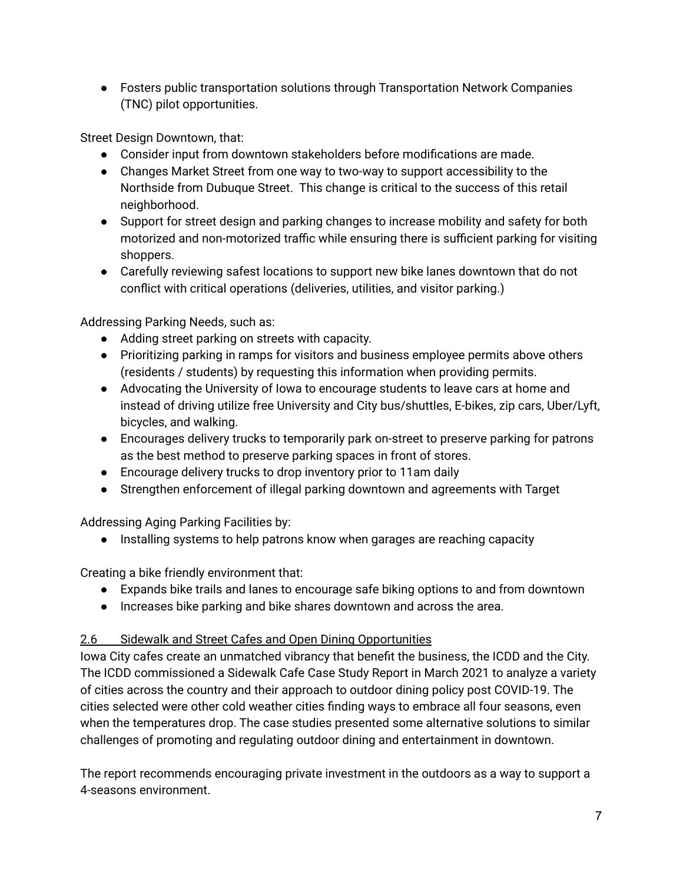- Fosters public transportation solutions through Transportation Network Companies (TNC) pilot opportunities.

Street Design Downtown, that:

- Consider input from downtown stakeholders before modifications are made.
- Changes Market Street from one way to two-way to support accessibility to the Northside from Dubuque Street. This change is critical to the success of this retail neighborhood.
- Support for street design and parking changes to increase mobility and safety for both motorized and non-motorized traffic while ensuring there is sufficient parking for visiting shoppers.
- Carefully reviewing safest locations to support new bike lanes downtown that do not conflict with critical operations (deliveries, utilities, and visitor parking.)

Addressing Parking Needs, such as:

- Adding street parking on streets with capacity.
- Prioritizing parking in ramps for visitors and business employee permits above others (residents / students) by requesting this information when providing permits.
- Advocating the University of Iowa to encourage students to leave cars at home and instead of driving utilize free University and City bus/shuttles, E-bikes, zip cars, Uber/Lyft, bicycles, and walking.
- Encourages delivery trucks to temporarily park on-street to preserve parking for patrons as the best method to preserve parking spaces in front of stores.
- Encourage delivery trucks to drop inventory prior to 11am daily
- Strengthen enforcement of illegal parking downtown and agreements with Target

Addressing Aging Parking Facilities by:

- Installing systems to help patrons know when garages are reaching capacity

Creating a bike friendly environment that:

- Expands bike trails and lanes to encourage safe biking options to and from downtown
- Increases bike parking and bike shares downtown and across the area.

## 2.6 Sidewalk and Street Cafes and Open Dining Opportunities

Iowa City cafes create an unmatched vibrancy that benefit the business, the ICDD and the City. The ICDD commissioned a Sidewalk Cafe Case Study Report in March 2021 to analyze a variety of cities across the country and their approach to outdoor dining policy post COVID-19. The cities selected were other cold weather cities finding ways to embrace all four seasons, even when the temperatures drop. The case studies presented some alternative solutions to similar challenges of promoting and regulating outdoor dining and entertainment in downtown.

The report recommends encouraging private investment in the outdoors as a way to support a 4-seasons environment.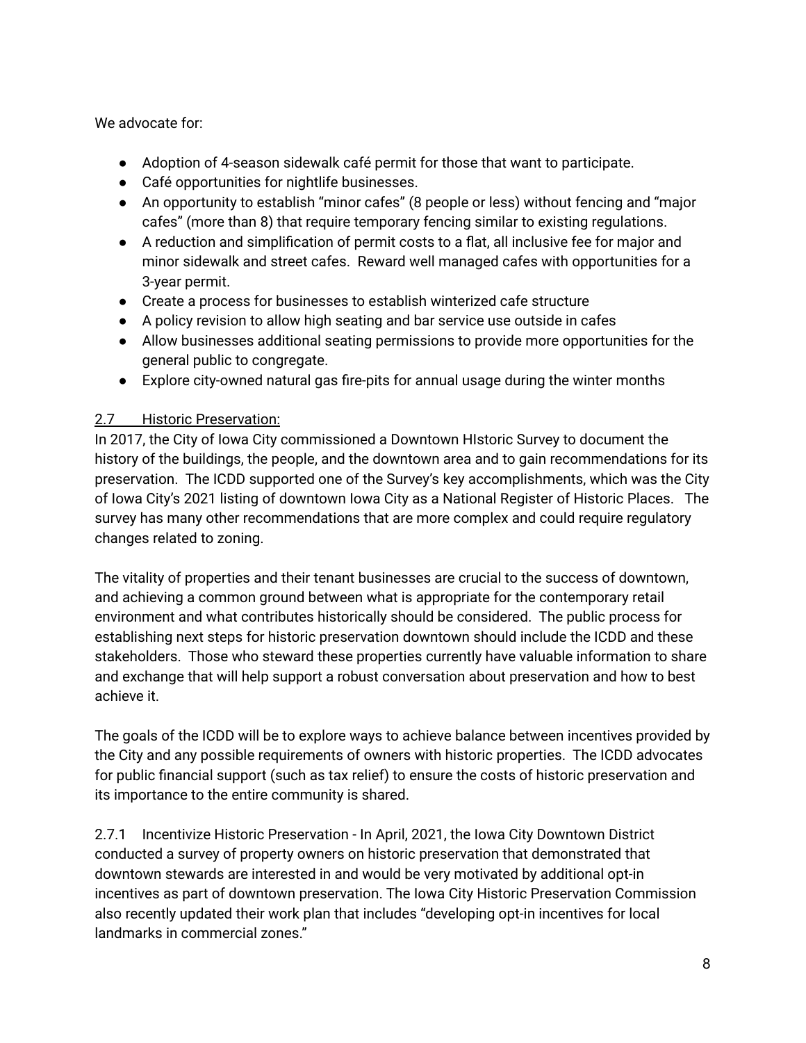We advocate for:

- Adoption of 4-season sidewalk café permit for those that want to participate.
- Café opportunities for nightlife businesses.
- An opportunity to establish "minor cafes" (8 people or less) without fencing and "major cafes" (more than 8) that require temporary fencing similar to existing regulations.
- A reduction and simplification of permit costs to a flat, all inclusive fee for major and minor sidewalk and street cafes. Reward well managed cafes with opportunities for a 3-year permit.
- Create a process for businesses to establish winterized cafe structure
- A policy revision to allow high seating and bar service use outside in cafes
- Allow businesses additional seating permissions to provide more opportunities for the general public to congregate.
- Explore city-owned natural gas fire-pits for annual usage during the winter months

## 2.7 Historic Preservation:

In 2017, the City of Iowa City commissioned a Downtown HIstoric Survey to document the history of the buildings, the people, and the downtown area and to gain recommendations for its preservation. The ICDD supported one of the Survey's key accomplishments, which was the City of Iowa City's 2021 listing of downtown Iowa City as a National Register of Historic Places. The survey has many other recommendations that are more complex and could require regulatory changes related to zoning.

The vitality of properties and their tenant businesses are crucial to the success of downtown, and achieving a common ground between what is appropriate for the contemporary retail environment and what contributes historically should be considered. The public process for establishing next steps for historic preservation downtown should include the ICDD and these stakeholders. Those who steward these properties currently have valuable information to share and exchange that will help support a robust conversation about preservation and how to best achieve it.

The goals of the ICDD will be to explore ways to achieve balance between incentives provided by the City and any possible requirements of owners with historic properties. The ICDD advocates for public financial support (such as tax relief) to ensure the costs of historic preservation and its importance to the entire community is shared.

2.7.1 Incentivize Historic Preservation - In April, 2021, the Iowa City Downtown District conducted a survey of property owners on historic preservation that demonstrated that downtown stewards are interested in and would be very motivated by additional opt-in incentives as part of downtown preservation. The Iowa City Historic Preservation Commission also recently updated their work plan that includes "developing opt-in incentives for local landmarks in commercial zones."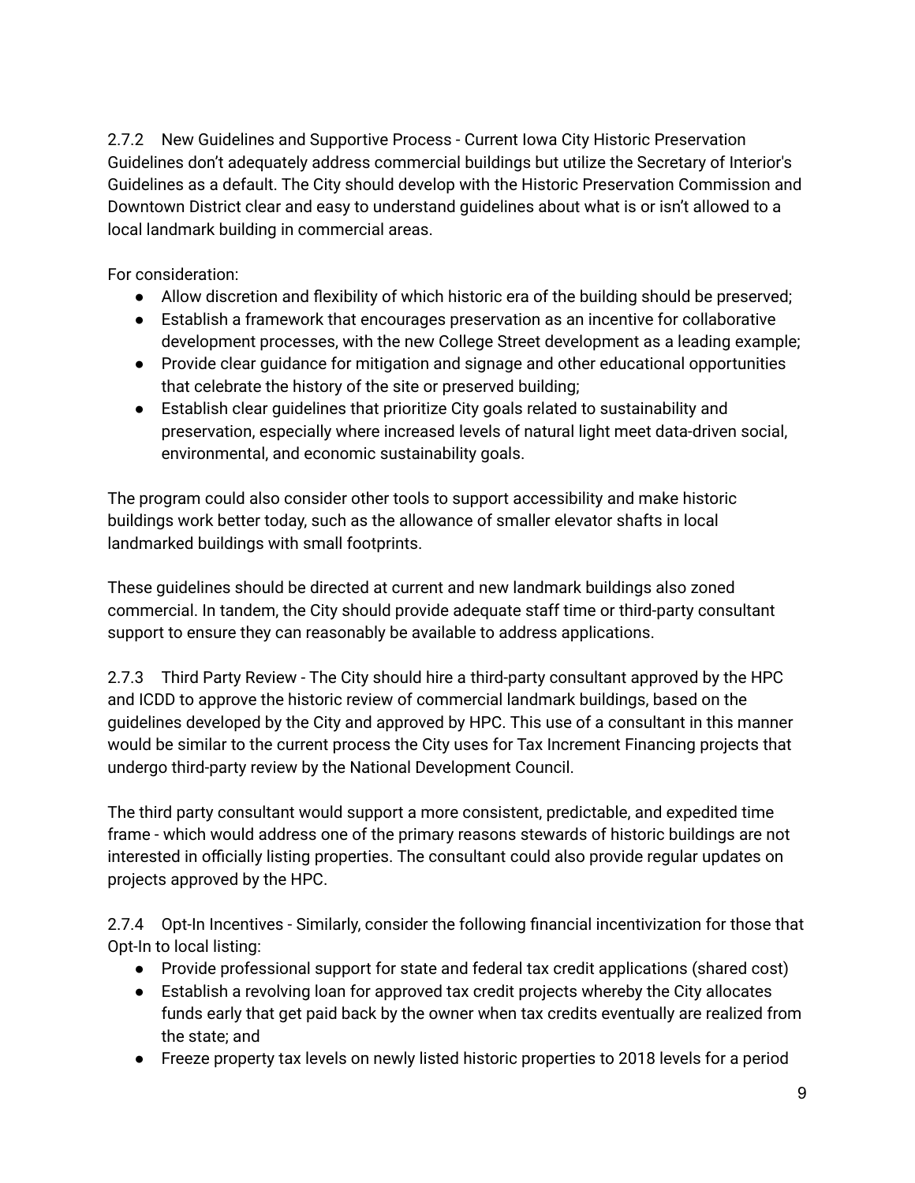2.7.2 New Guidelines and Supportive Process - Current Iowa City Historic Preservation Guidelines don't adequately address commercial buildings but utilize the Secretary of Interior's Guidelines as a default. The City should develop with the Historic Preservation Commission and Downtown District clear and easy to understand guidelines about what is or isn't allowed to a local landmark building in commercial areas.

For consideration:

- Allow discretion and flexibility of which historic era of the building should be preserved;
- Establish a framework that encourages preservation as an incentive for collaborative development processes, with the new College Street development as a leading example;
- Provide clear guidance for mitigation and signage and other educational opportunities that celebrate the history of the site or preserved building;
- Establish clear guidelines that prioritize City goals related to sustainability and preservation, especially where increased levels of natural light meet data-driven social, environmental, and economic sustainability goals.

The program could also consider other tools to support accessibility and make historic buildings work better today, such as the allowance of smaller elevator shafts in local landmarked buildings with small footprints.

These guidelines should be directed at current and new landmark buildings also zoned commercial. In tandem, the City should provide adequate staff time or third-party consultant support to ensure they can reasonably be available to address applications.

2.7.3 Third Party Review - The City should hire a third-party consultant approved by the HPC and ICDD to approve the historic review of commercial landmark buildings, based on the guidelines developed by the City and approved by HPC. This use of a consultant in this manner would be similar to the current process the City uses for Tax Increment Financing projects that undergo third-party review by the National Development Council.

The third party consultant would support a more consistent, predictable, and expedited time frame - which would address one of the primary reasons stewards of historic buildings are not interested in officially listing properties. The consultant could also provide regular updates on projects approved by the HPC.

2.7.4 Opt-In Incentives - Similarly, consider the following financial incentivization for those that Opt-In to local listing:

- Provide professional support for state and federal tax credit applications (shared cost)
- Establish a revolving loan for approved tax credit projects whereby the City allocates funds early that get paid back by the owner when tax credits eventually are realized from the state; and
- Freeze property tax levels on newly listed historic properties to 2018 levels for a period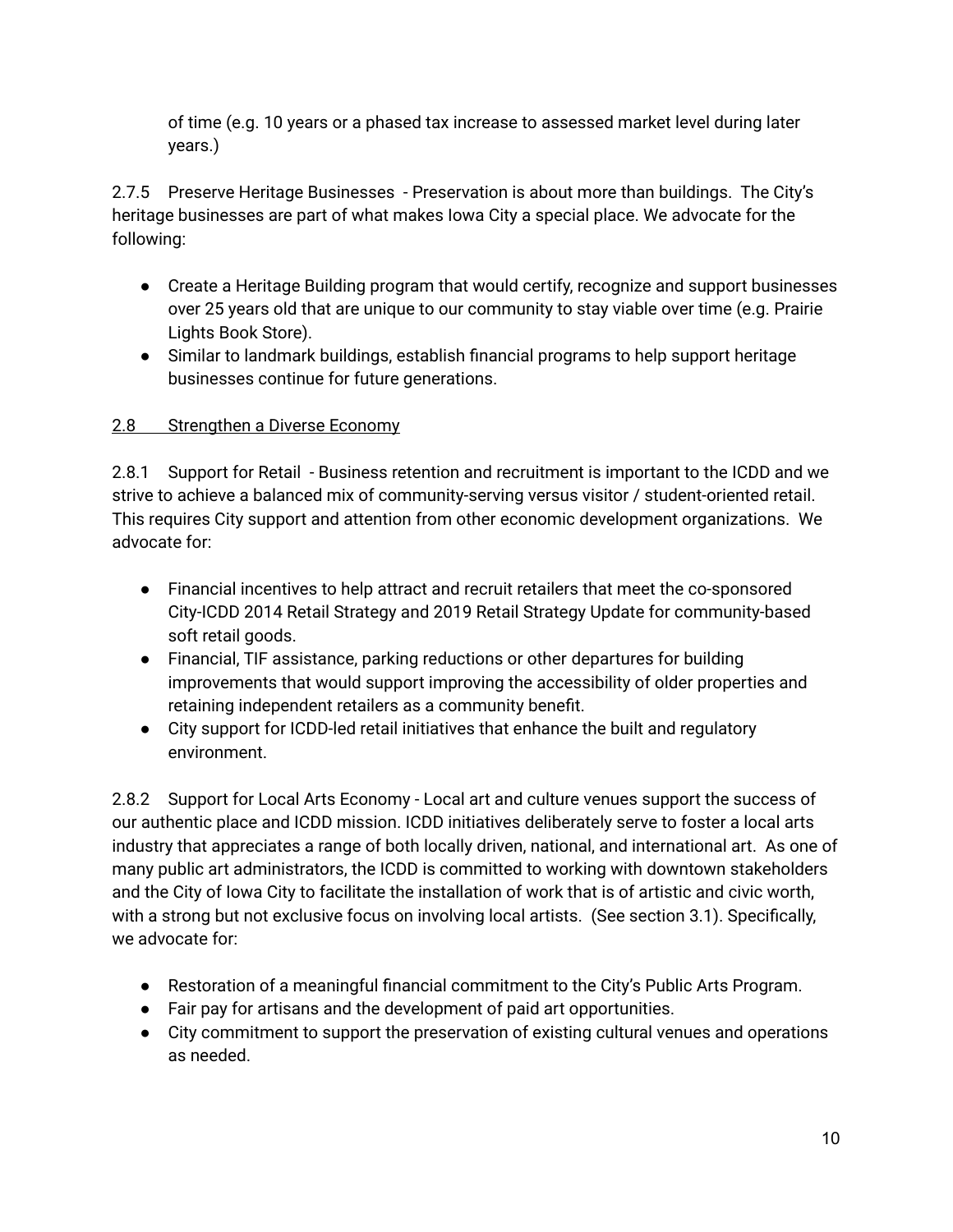of time (e.g. 10 years or a phased tax increase to assessed market level during later years.)

2.7.5 Preserve Heritage Businesses - Preservation is about more than buildings. The City's heritage businesses are part of what makes Iowa City a special place. We advocate for the following:

- Create a Heritage Building program that would certify, recognize and support businesses over 25 years old that are unique to our community to stay viable over time (e.g. Prairie Lights Book Store).
- Similar to landmark buildings, establish financial programs to help support heritage businesses continue for future generations.

## 2.8 Strengthen a Diverse Economy

2.8.1 Support for Retail - Business retention and recruitment is important to the ICDD and we strive to achieve a balanced mix of community-serving versus visitor / student-oriented retail. This requires City support and attention from other economic development organizations. We advocate for:

- Financial incentives to help attract and recruit retailers that meet the co-sponsored City-ICDD 2014 Retail Strategy and 2019 Retail Strategy Update for community-based soft retail goods.
- Financial, TIF assistance, parking reductions or other departures for building improvements that would support improving the accessibility of older properties and retaining independent retailers as a community benefit.
- City support for ICDD-led retail initiatives that enhance the built and regulatory environment.

2.8.2 Support for Local Arts Economy - Local art and culture venues support the success of our authentic place and ICDD mission. ICDD initiatives deliberately serve to foster a local arts industry that appreciates a range of both locally driven, national, and international art. As one of many public art administrators, the ICDD is committed to working with downtown stakeholders and the City of Iowa City to facilitate the installation of work that is of artistic and civic worth, with a strong but not exclusive focus on involving local artists. (See section 3.1). Specifically, we advocate for:

- Restoration of a meaningful financial commitment to the City's Public Arts Program.
- Fair pay for artisans and the development of paid art opportunities.
- City commitment to support the preservation of existing cultural venues and operations as needed.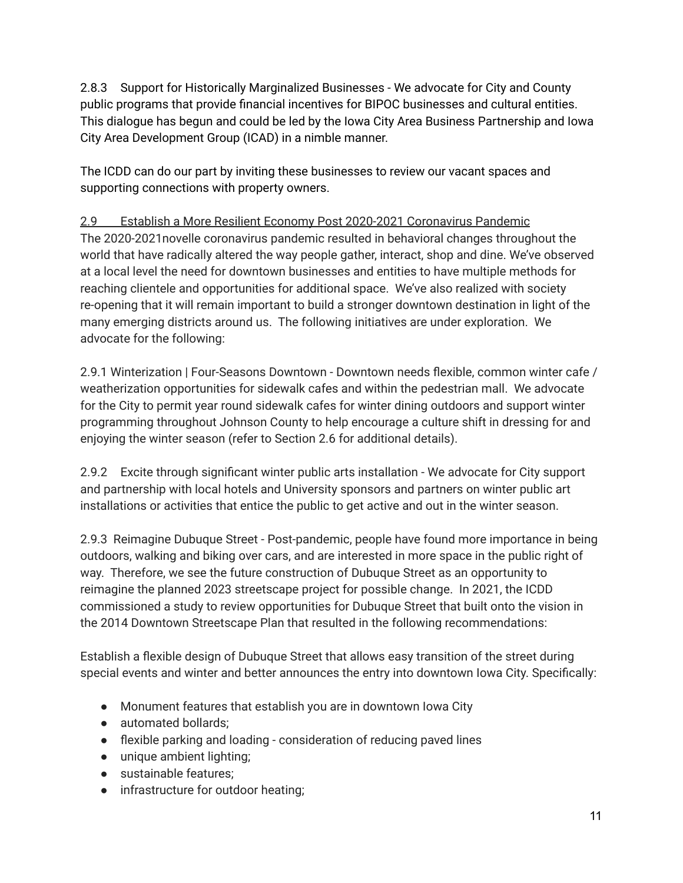2.8.3 Support for Historically Marginalized Businesses - We advocate for City and County public programs that provide financial incentives for BIPOC businesses and cultural entities. This dialogue has begun and could be led by the Iowa City Area Business Partnership and Iowa City Area Development Group (ICAD) in a nimble manner.

The ICDD can do our part by inviting these businesses to review our vacant spaces and supporting connections with property owners.

<u>2.9 Establish a More Resilient Economy Post 2020-2021 Coronavirus Pandemic</u>

The 2020-2021novelle coronavirus pandemic resulted in behavioral changes throughout the world that have radically altered the way people gather, interact, shop and dine. We've observed at a local level the need for downtown businesses and entities to have multiple methods for reaching clientele and opportunities for additional space. We've also realized with society re-opening that it will remain important to build a stronger downtown destination in light of the many emerging districts around us. The following initiatives are under exploration. We advocate for the following:

2.9.1 Winterization | Four-Seasons Downtown - Downtown needs flexible, common winter cafe / weatherization opportunities for sidewalk cafes and within the pedestrian mall. We advocate for the City to permit year round sidewalk cafes for winter dining outdoors and support winter programming throughout Johnson County to help encourage a culture shift in dressing for and enjoying the winter season (refer to Section 2.6 for additional details).

2.9.2 Excite through significant winter public arts installation - We advocate for City support and partnership with local hotels and University sponsors and partners on winter public art installations or activities that entice the public to get active and out in the winter season.

2.9.3 Reimagine Dubuque Street - Post-pandemic, people have found more importance in being outdoors, walking and biking over cars, and are interested in more space in the public right of way. Therefore, we see the future construction of Dubuque Street as an opportunity to reimagine the planned 2023 streetscape project for possible change. In 2021, the ICDD commissioned a study to review opportunities for Dubuque Street that built onto the vision in the 2014 Downtown Streetscape Plan that resulted in the following recommendations:

Establish a flexible design of Dubuque Street that allows easy transition of the street during special events and winter and better announces the entry into downtown Iowa City. Specifically:

- Monument features that establish you are in downtown Iowa City
- automated bollards;
- flexible parking and loading - consideration of reducing paved lines
- unique ambient lighting;
- sustainable features;
- infrastructure for outdoor heating;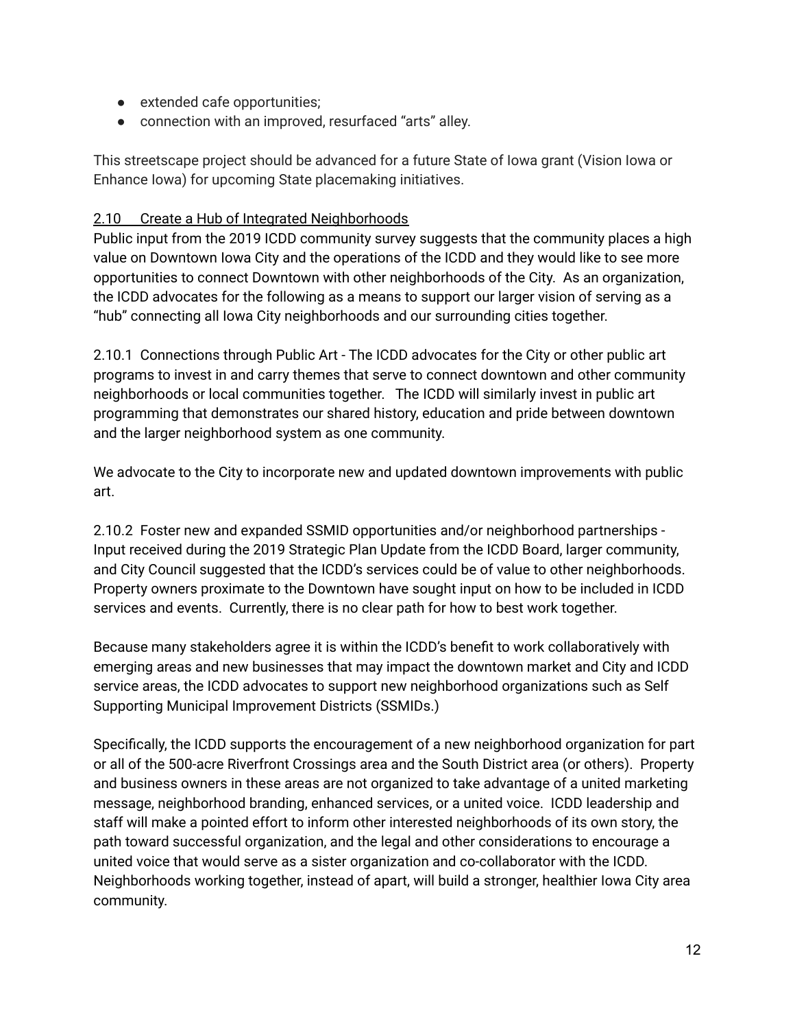- extended cafe opportunities;
- connection with an improved, resurfaced "arts" alley.

This streetscape project should be advanced for a future State of Iowa grant (Vision Iowa or Enhance Iowa) for upcoming State placemaking initiatives.

<u>2.10 Create a Hub of Integrated Neighborhoods</u>

Public input from the 2019 ICDD community survey suggests that the community places a high value on Downtown Iowa City and the operations of the ICDD and they would like to see more opportunities to connect Downtown with other neighborhoods of the City. As an organization, the ICDD advocates for the following as a means to support our larger vision of serving as a "hub" connecting all Iowa City neighborhoods and our surrounding cities together.

2.10.1 Connections through Public Art - The ICDD advocates for the City or other public art programs to invest in and carry themes that serve to connect downtown and other community neighborhoods or local communities together. The ICDD will similarly invest in public art programming that demonstrates our shared history, education and pride between downtown and the larger neighborhood system as one community.

We advocate to the City to incorporate new and updated downtown improvements with public art.

2.10.2 Foster new and expanded SSMID opportunities and/or neighborhood partnerships - Input received during the 2019 Strategic Plan Update from the ICDD Board, larger community, and City Council suggested that the ICDD's services could be of value to other neighborhoods. Property owners proximate to the Downtown have sought input on how to be included in ICDD services and events. Currently, there is no clear path for how to best work together.

Because many stakeholders agree it is within the ICDD's benefit to work collaboratively with emerging areas and new businesses that may impact the downtown market and City and ICDD service areas, the ICDD advocates to support new neighborhood organizations such as Self Supporting Municipal Improvement Districts (SSMIDs.)

Specifically, the ICDD supports the encouragement of a new neighborhood organization for part or all of the 500-acre Riverfront Crossings area and the South District area (or others). Property and business owners in these areas are not organized to take advantage of a united marketing message, neighborhood branding, enhanced services, or a united voice. ICDD leadership and staff will make a pointed effort to inform other interested neighborhoods of its own story, the path toward successful organization, and the legal and other considerations to encourage a united voice that would serve as a sister organization and co-collaborator with the ICDD. Neighborhoods working together, instead of apart, will build a stronger, healthier Iowa City area community.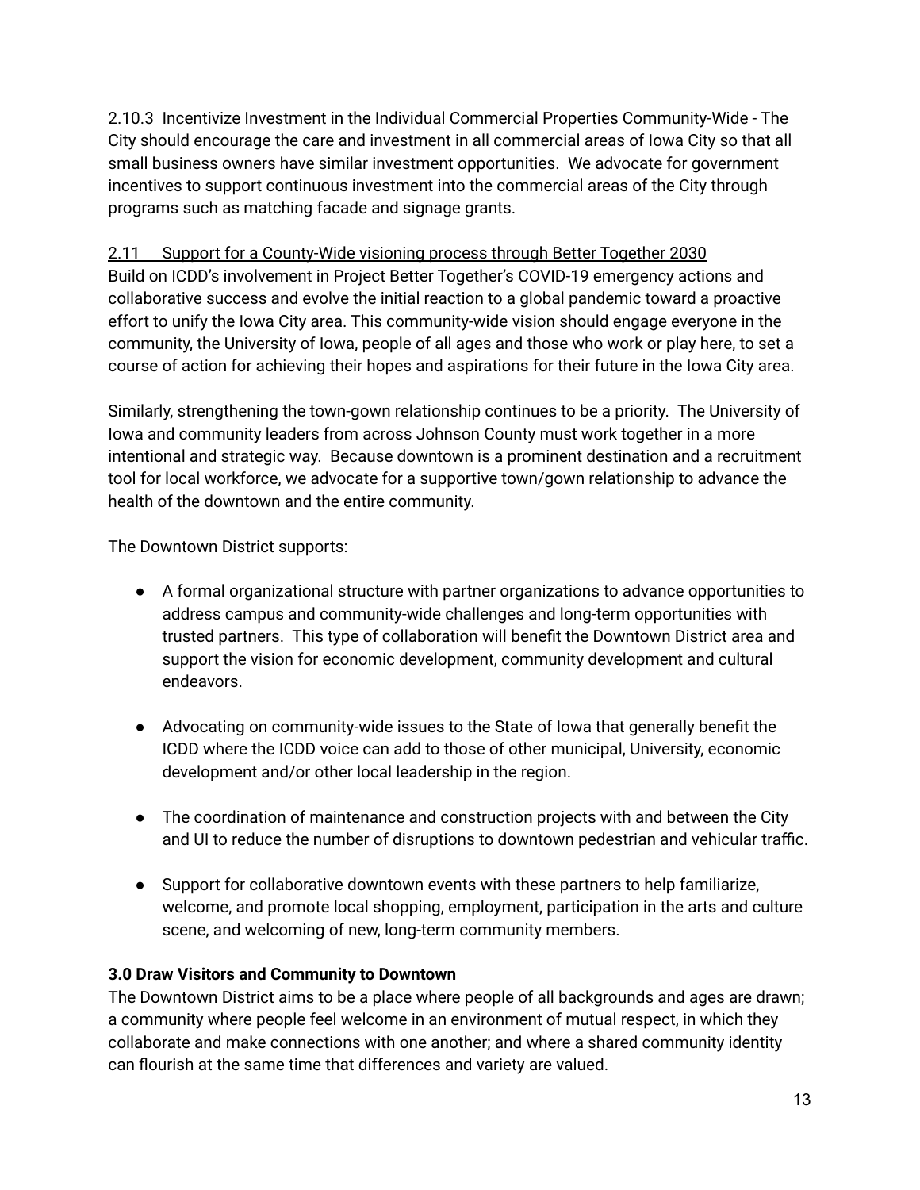2.10.3 Incentivize Investment in the Individual Commercial Properties Community-Wide - The City should encourage the care and investment in all commercial areas of Iowa City so that all small business owners have similar investment opportunities. We advocate for government incentives to support continuous investment into the commercial areas of the City through programs such as matching facade and signage grants.

<u>2.11 Support for a County-Wide visioning process through Better Together 2030</u>

Build on ICDD's involvement in Project Better Together's COVID-19 emergency actions and collaborative success and evolve the initial reaction to a global pandemic toward a proactive effort to unify the Iowa City area. This community-wide vision should engage everyone in the community, the University of Iowa, people of all ages and those who work or play here, to set a course of action for achieving their hopes and aspirations for their future in the Iowa City area.

Similarly, strengthening the town-gown relationship continues to be a priority. The University of Iowa and community leaders from across Johnson County must work together in a more intentional and strategic way. Because downtown is a prominent destination and a recruitment tool for local workforce, we advocate for a supportive town/gown relationship to advance the health of the downtown and the entire community.

The Downtown District supports:

- A formal organizational structure with partner organizations to advance opportunities to address campus and community-wide challenges and long-term opportunities with trusted partners. This type of collaboration will benefit the Downtown District area and support the vision for economic development, community development and cultural endeavors.
- Advocating on community-wide issues to the State of Iowa that generally benefit the ICDD where the ICDD voice can add to those of other municipal, University, economic development and/or other local leadership in the region.
- The coordination of maintenance and construction projects with and between the City and UI to reduce the number of disruptions to downtown pedestrian and vehicular traffic.
- Support for collaborative downtown events with these partners to help familiarize, welcome, and promote local shopping, employment, participation in the arts and culture scene, and welcoming of new, long-term community members.

**3.0 Draw Visitors and Community to Downtown**

The Downtown District aims to be a place where people of all backgrounds and ages are drawn; a community where people feel welcome in an environment of mutual respect, in which they collaborate and make connections with one another; and where a shared community identity can flourish at the same time that differences and variety are valued.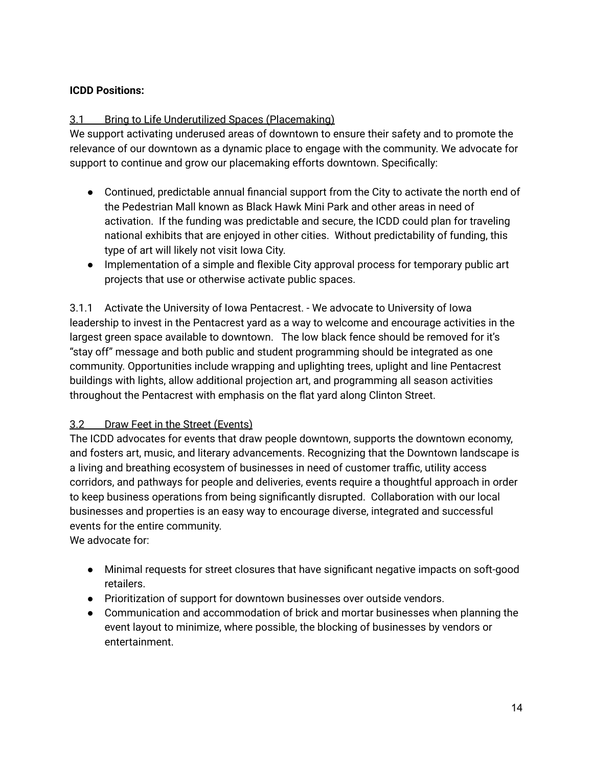**ICDD Positions:**

3.1 Bring to Life Underutilized Spaces (Placemaking)

We support activating underused areas of downtown to ensure their safety and to promote the relevance of our downtown as a dynamic place to engage with the community. We advocate for support to continue and grow our placemaking efforts downtown. Specifically:

- Continued, predictable annual financial support from the City to activate the north end of the Pedestrian Mall known as Black Hawk Mini Park and other areas in need of activation. If the funding was predictable and secure, the ICDD could plan for traveling national exhibits that are enjoyed in other cities. Without predictability of funding, this type of art will likely not visit Iowa City.
- Implementation of a simple and flexible City approval process for temporary public art projects that use or otherwise activate public spaces.

3.1.1 Activate the University of Iowa Pentacrest. - We advocate to University of Iowa leadership to invest in the Pentacrest yard as a way to welcome and encourage activities in the largest green space available to downtown. The low black fence should be removed for it's "stay off" message and both public and student programming should be integrated as one community. Opportunities include wrapping and uplighting trees, uplight and line Pentacrest buildings with lights, allow additional projection art, and programming all season activities throughout the Pentacrest with emphasis on the flat yard along Clinton Street.

3.2 Draw Feet in the Street (Events)

The ICDD advocates for events that draw people downtown, supports the downtown economy, and fosters art, music, and literary advancements. Recognizing that the Downtown landscape is a living and breathing ecosystem of businesses in need of customer traffic, utility access corridors, and pathways for people and deliveries, events require a thoughtful approach in order to keep business operations from being significantly disrupted. Collaboration with our local businesses and properties is an easy way to encourage diverse, integrated and successful events for the entire community.

We advocate for:

- Minimal requests for street closures that have significant negative impacts on soft-good retailers.
- Prioritization of support for downtown businesses over outside vendors.
- Communication and accommodation of brick and mortar businesses when planning the event layout to minimize, where possible, the blocking of businesses by vendors or entertainment.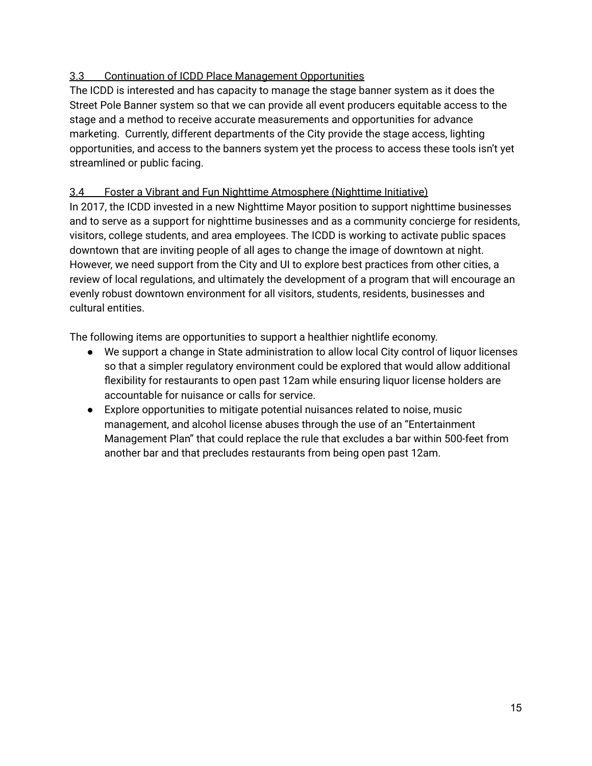### 3.3 Continuation of ICDD Place Management Opportunities

The ICDD is interested and has capacity to manage the stage banner system as it does the Street Pole Banner system so that we can provide all event producers equitable access to the stage and a method to receive accurate measurements and opportunities for advance marketing. Currently, different departments of the City provide the stage access, lighting opportunities, and access to the banners system yet the process to access these tools isn't yet streamlined or public facing.

### 3.4 Foster a Vibrant and Fun Nighttime Atmosphere (Nighttime Initiative)

In 2017, the ICDD invested in a new Nighttime Mayor position to support nighttime businesses and to serve as a support for nighttime businesses and as a community concierge for residents, visitors, college students, and area employees. The ICDD is working to activate public spaces downtown that are inviting people of all ages to change the image of downtown at night. However, we need support from the City and UI to explore best practices from other cities, a review of local regulations, and ultimately the development of a program that will encourage an evenly robust downtown environment for all visitors, students, residents, businesses and cultural entities.

The following items are opportunities to support a healthier nightlife economy.

- We support a change in State administration to allow local City control of liquor licenses so that a simpler regulatory environment could be explored that would allow additional flexibility for restaurants to open past 12am while ensuring liquor license holders are accountable for nuisance or calls for service.
- Explore opportunities to mitigate potential nuisances related to noise, music management, and alcohol license abuses through the use of an "Entertainment Management Plan" that could replace the rule that excludes a bar within 500-feet from another bar and that precludes restaurants from being open past 12am.